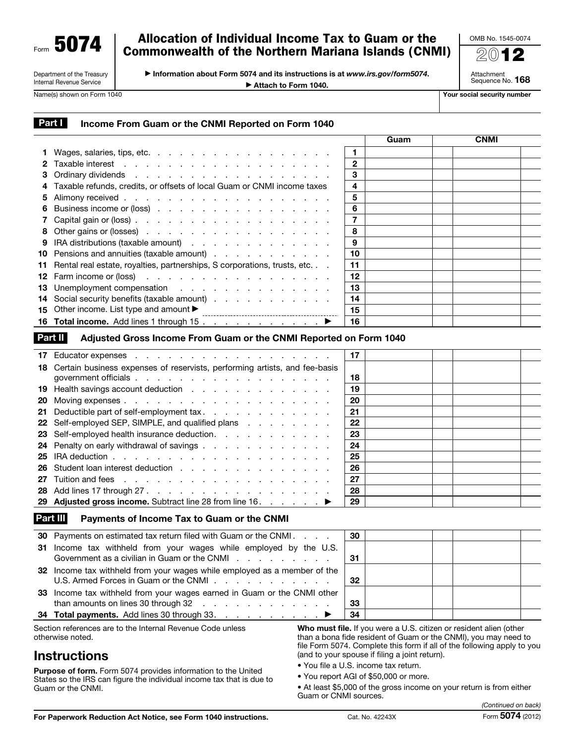Form **5074**

Department of the Treasury
Internal Revenue Service

# Allocation of Individual Income Tax to Guam or the Commonwealth of the Northern Mariana Islands (CNMI)

▶ Information about Form 5074 and its instructions is at *www.irs.gov/form5074*.

▶ Attach to Form 1040.

OMB No. 1545-0074

2012

Attachment Sequence No. **168**

Name(s) shown on Form 1040 | Your social security number

## Part I — Income From Guam or the CNMI Reported on Form 1040

| | | | Guam | CNMI |
|---|---|---|---|---|
| **1** | Wages, salaries, tips, etc. | 1 | | |
| **2** | Taxable interest | 2 | | |
| **3** | Ordinary dividends | 3 | | |
| **4** | Taxable refunds, credits, or offsets of local Guam or CNMI income taxes | 4 | | |
| **5** | Alimony received | 5 | | |
| **6** | Business income or (loss) | 6 | | |
| **7** | Capital gain or (loss) | 7 | | |
| **8** | Other gains or (losses) | 8 | | |
| **9** | IRA distributions (taxable amount) | 9 | | |
| **10** | Pensions and annuities (taxable amount) | 10 | | |
| **11** | Rental real estate, royalties, partnerships, S corporations, trusts, etc. | 11 | | |
| **12** | Farm income or (loss) | 12 | | |
| **13** | Unemployment compensation | 13 | | |
| **14** | Social security benefits (taxable amount) | 14 | | |
| **15** | Other income. List type and amount ▶ | 15 | | |
| **16** | **Total income.** Add lines 1 through 15 ▶ | 16 | | |

## Part II — Adjusted Gross Income From Guam or the CNMI Reported on Form 1040

| | | | Guam | CNMI |
|---|---|---|---|---|
| **17** | Educator expenses | 17 | | |
| **18** | Certain business expenses of reservists, performing artists, and fee-basis government officials | 18 | | |
| **19** | Health savings account deduction | 19 | | |
| **20** | Moving expenses | 20 | | |
| **21** | Deductible part of self-employment tax | 21 | | |
| **22** | Self-employed SEP, SIMPLE, and qualified plans | 22 | | |
| **23** | Self-employed health insurance deduction | 23 | | |
| **24** | Penalty on early withdrawal of savings | 24 | | |
| **25** | IRA deduction | 25 | | |
| **26** | Student loan interest deduction | 26 | | |
| **27** | Tuition and fees | 27 | | |
| **28** | Add lines 17 through 27 | 28 | | |
| **29** | **Adjusted gross income.** Subtract line 28 from line 16 ▶ | 29 | | |

## Part III — Payments of Income Tax to Guam or the CNMI

| | | | Guam | CNMI |
|---|---|---|---|---|
| **30** | Payments on estimated tax return filed with Guam or the CNMI | 30 | | |
| **31** | Income tax withheld from your wages while employed by the U.S. Government as a civilian in Guam or the CNMI | 31 | | |
| **32** | Income tax withheld from your wages while employed as a member of the U.S. Armed Forces in Guam or the CNMI | 32 | | |
| **33** | Income tax withheld from your wages earned in Guam or the CNMI other than amounts on lines 30 through 32 | 33 | | |
| **34** | **Total payments.** Add lines 30 through 33 ▶ | 34 | | |

Section references are to the Internal Revenue Code unless otherwise noted.

# Instructions

**Purpose of form.** Form 5074 provides information to the United States so the IRS can figure the individual income tax that is due to Guam or the CNMI.

**Who must file.** If you were a U.S. citizen or resident alien (other than a bona fide resident of Guam or the CNMI), you may need to file Form 5074. Complete this form if all of the following apply to you (and to your spouse if filing a joint return).

- You file a U.S. income tax return.
- You report AGI of $50,000 or more.
- At least $5,000 of the gross income on your return is from either Guam or CNMI sources.

*(Continued on back)*

**For Paperwork Reduction Act Notice, see Form 1040 instructions.** Cat. No. 42243X Form **5074** (2012)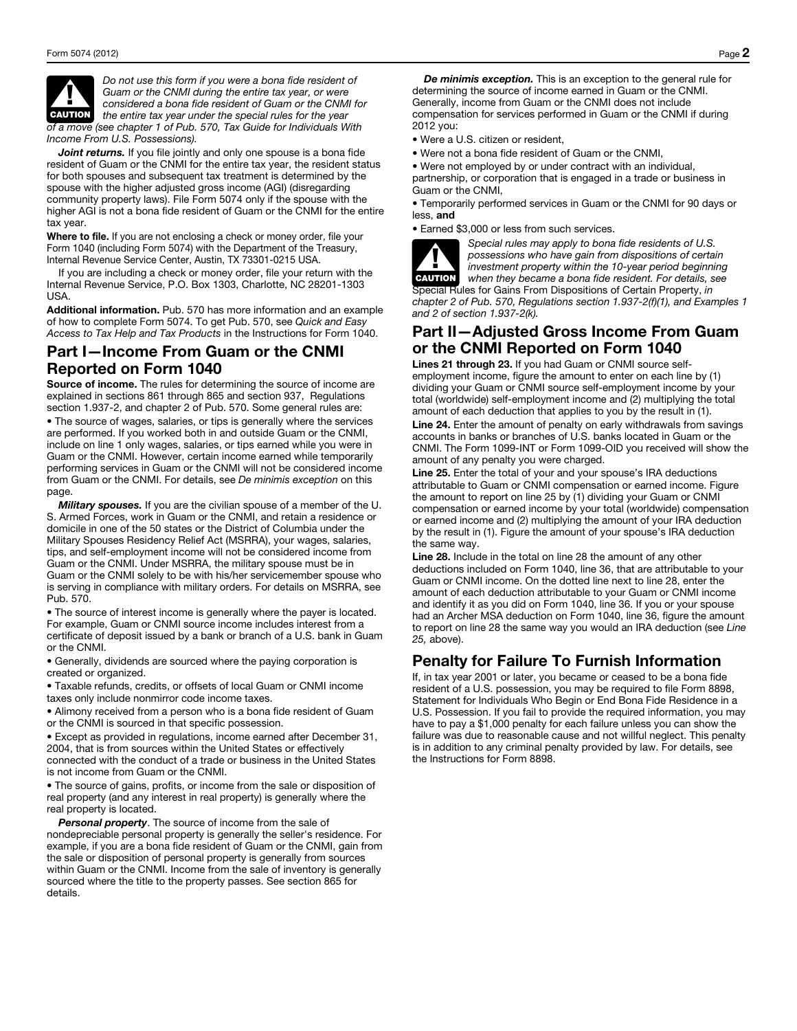**CAUTION** *Do not use this form if you were a bona fide resident of Guam or the CNMI during the entire tax year, or were considered a bona fide resident of Guam or the CNMI for the entire tax year under the special rules for the year of a move (see chapter 1 of Pub. 570, Tax Guide for Individuals With Income From U.S. Possessions).*

***Joint returns.*** If you file jointly and only one spouse is a bona fide resident of Guam or the CNMI for the entire tax year, the resident status for both spouses and subsequent tax treatment is determined by the spouse with the higher adjusted gross income (AGI) (disregarding community property laws). File Form 5074 only if the spouse with the higher AGI is not a bona fide resident of Guam or the CNMI for the entire tax year.

**Where to file.** If you are not enclosing a check or money order, file your Form 1040 (including Form 5074) with the Department of the Treasury, Internal Revenue Service Center, Austin, TX 73301-0215 USA.

If you are including a check or money order, file your return with the Internal Revenue Service, P.O. Box 1303, Charlotte, NC 28201-1303 USA.

**Additional information.** Pub. 570 has more information and an example of how to complete Form 5074. To get Pub. 570, see *Quick and Easy Access to Tax Help and Tax Products* in the Instructions for Form 1040.

## Part I—Income From Guam or the CNMI Reported on Form 1040

**Source of income.** The rules for determining the source of income are explained in sections 861 through 865 and section 937, Regulations section 1.937-2, and chapter 2 of Pub. 570. Some general rules are:

- The source of wages, salaries, or tips is generally where the services are performed. If you worked both in and outside Guam or the CNMI, include on line 1 only wages, salaries, or tips earned while you were in Guam or the CNMI. However, certain income earned while temporarily performing services in Guam or the CNMI will not be considered income from Guam or the CNMI. For details, see *De minimis exception* on this page.

***Military spouses.*** If you are the civilian spouse of a member of the U. S. Armed Forces, work in Guam or the CNMI, and retain a residence or domicile in one of the 50 states or the District of Columbia under the Military Spouses Residency Relief Act (MSRRA), your wages, salaries, tips, and self-employment income will not be considered income from Guam or the CNMI. Under MSRRA, the military spouse must be in Guam or the CNMI solely to be with his/her servicemember spouse who is serving in compliance with military orders. For details on MSRRA, see Pub. 570.

- The source of interest income is generally where the payer is located. For example, Guam or CNMI source income includes interest from a certificate of deposit issued by a bank or branch of a U.S. bank in Guam or the CNMI.
- Generally, dividends are sourced where the paying corporation is created or organized.
- Taxable refunds, credits, or offsets of local Guam or CNMI income taxes only include nonmirror code income taxes.
- Alimony received from a person who is a bona fide resident of Guam or the CNMI is sourced in that specific possession.
- Except as provided in regulations, income earned after December 31, 2004, that is from sources within the United States or effectively connected with the conduct of a trade or business in the United States is not income from Guam or the CNMI.
- The source of gains, profits, or income from the sale or disposition of real property (and any interest in real property) is generally where the real property is located.

***Personal property***. The source of income from the sale of nondepreciable personal property is generally the seller's residence. For example, if you are a bona fide resident of Guam or the CNMI, gain from the sale or disposition of personal property is generally from sources within Guam or the CNMI. Income from the sale of inventory is generally sourced where the title to the property passes. See section 865 for details.

***De minimis exception.*** This is an exception to the general rule for determining the source of income earned in Guam or the CNMI. Generally, income from Guam or the CNMI does not include compensation for services performed in Guam or the CNMI if during 2012 you:

- Were a U.S. citizen or resident,
- Were not a bona fide resident of Guam or the CNMI,
- Were not employed by or under contract with an individual, partnership, or corporation that is engaged in a trade or business in Guam or the CNMI,
- Temporarily performed services in Guam or the CNMI for 90 days or less, **and**
- Earned $3,000 or less from such services.

**CAUTION** *Special rules may apply to bona fide residents of U.S. possessions who have gain from dispositions of certain investment property within the 10-year period beginning when they became a bona fide resident. For details, see* Special Rules for Gains From Dispositions of Certain Property, *in chapter 2 of Pub. 570, Regulations section 1.937-2(f)(1), and Examples 1 and 2 of section 1.937-2(k).*

## Part II—Adjusted Gross Income From Guam or the CNMI Reported on Form 1040

**Lines 21 through 23.** If you had Guam or CNMI source self-employment income, figure the amount to enter on each line by (1) dividing your Guam or CNMI source self-employment income by your total (worldwide) self-employment income and (2) multiplying the total amount of each deduction that applies to you by the result in (1).

**Line 24.** Enter the amount of penalty on early withdrawals from savings accounts in banks or branches of U.S. banks located in Guam or the CNMI. The Form 1099-INT or Form 1099-OID you received will show the amount of any penalty you were charged.

**Line 25.** Enter the total of your and your spouse's IRA deductions attributable to Guam or CNMI compensation or earned income. Figure the amount to report on line 25 by (1) dividing your Guam or CNMI compensation or earned income by your total (worldwide) compensation or earned income and (2) multiplying the amount of your IRA deduction by the result in (1). Figure the amount of your spouse's IRA deduction the same way.

**Line 28.** Include in the total on line 28 the amount of any other deductions included on Form 1040, line 36, that are attributable to your Guam or CNMI income. On the dotted line next to line 28, enter the amount of each deduction attributable to your Guam or CNMI income and identify it as you did on Form 1040, line 36. If you or your spouse had an Archer MSA deduction on Form 1040, line 36, figure the amount to report on line 28 the same way you would an IRA deduction (see *Line 25,* above).

## Penalty for Failure To Furnish Information

If, in tax year 2001 or later, you became or ceased to be a bona fide resident of a U.S. possession, you may be required to file Form 8898, Statement for Individuals Who Begin or End Bona Fide Residence in a U.S. Possession. If you fail to provide the required information, you may have to pay a $1,000 penalty for each failure unless you can show the failure was due to reasonable cause and not willful neglect. This penalty is in addition to any criminal penalty provided by law. For details, see the Instructions for Form 8898.